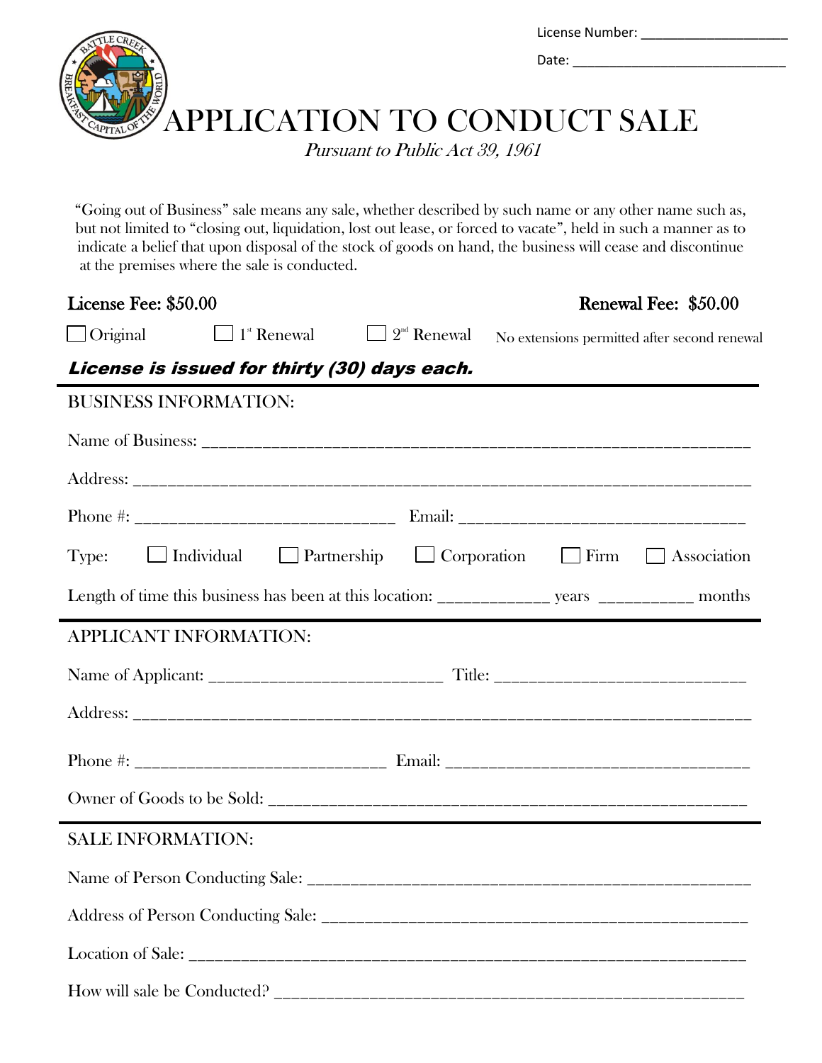License Number: ____________________

Date: ____________________________

# APPLICATION TO CONDUCT SALE

*Pursuant to Public Act 39, 1961*

"Going out of Business" sale means any sale, whether described by such name or any other name such as, but not limited to "closing out, liquidation, lost out lease, or forced to vacate", held in such a manner as to indicate a belief that upon disposal of the stock of goods on hand, the business will cease and discontinue at the premises where the sale is conducted.

**License Fee: $50.00** **Renewal Fee: $50.00**

☐ Original ☐ 1st Renewal ☐ 2nd Renewal No extensions permitted after second renewal

***License is issued for thirty (30) days each.***

---

BUSINESS INFORMATION:

Name of Business: ________________________________________________________________

Address: _______________________________________________________________________

Phone #: ______________________________ Email: ________________________________

Type: ☐ Individual ☐ Partnership ☐ Corporation ☐ Firm ☐ Association

Length of time this business has been at this location: _____________ years ___________ months

---

APPLICANT INFORMATION:

Name of Applicant: __________________________ Title: ____________________________

Address: _______________________________________________________________________

Phone #: ____________________________ Email: __________________________________

Owner of Goods to be Sold: ______________________________________________________

---

SALE INFORMATION:

Name of Person Conducting Sale: _________________________________________________

Address of Person Conducting Sale: _______________________________________________

Location of Sale: ________________________________________________________________

How will sale be Conducted? _____________________________________________________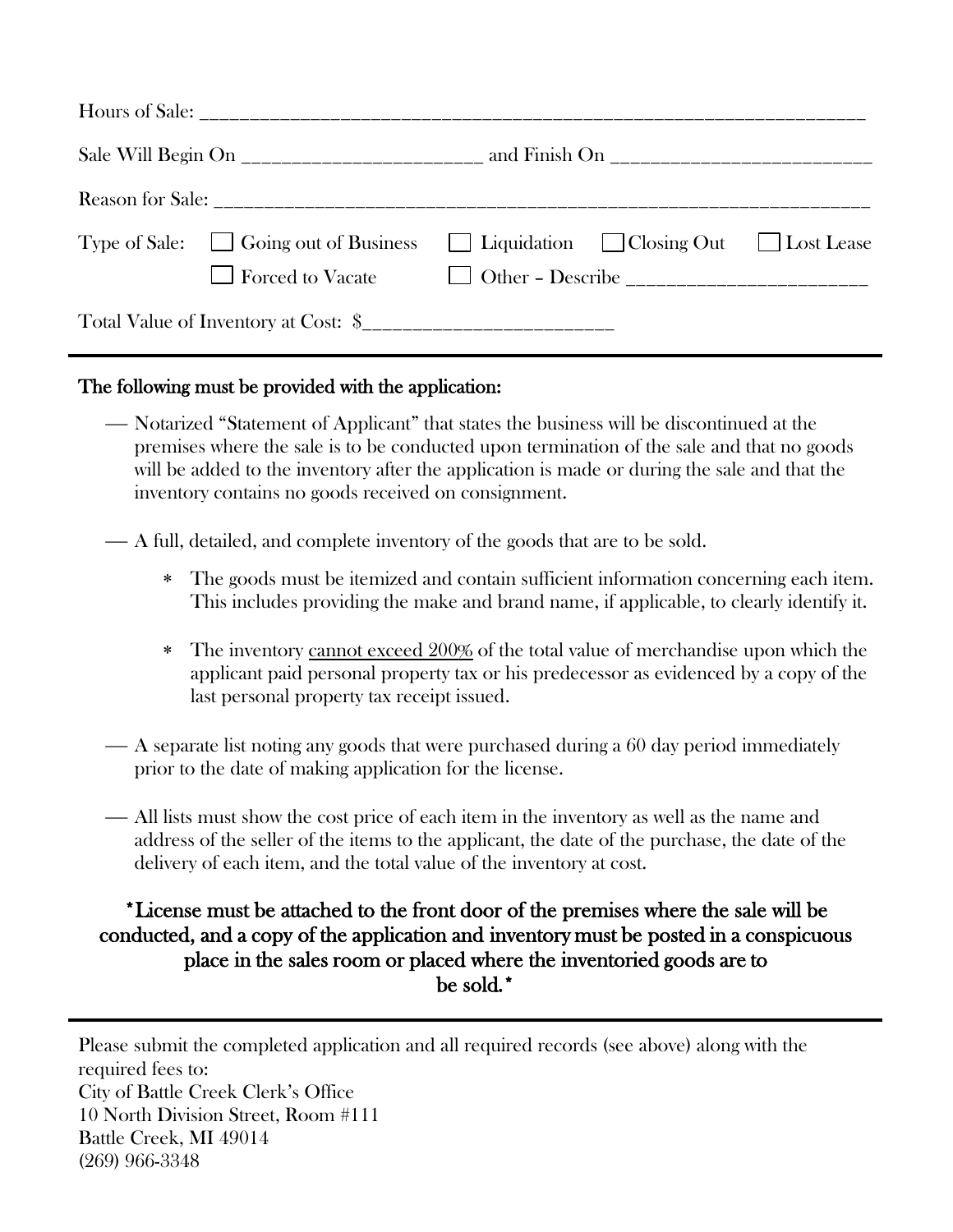Hours of Sale: ______________________________________________________________________

Sale Will Begin On _______________________ and Finish On _________________________

Reason for Sale: ______________________________________________________________________

Type of Sale: ☐ Going out of Business ☐ Liquidation ☐ Closing Out ☐ Lost Lease

☐ Forced to Vacate ☐ Other – Describe _______________________

Total Value of Inventory at Cost: $________________________

---

**The following must be provided with the application:**

— Notarized "Statement of Applicant" that states the business will be discontinued at the premises where the sale is to be conducted upon termination of the sale and that no goods will be added to the inventory after the application is made or during the sale and that the inventory contains no goods received on consignment.

— A full, detailed, and complete inventory of the goods that are to be sold.

- The goods must be itemized and contain sufficient information concerning each item. This includes providing the make and brand name, if applicable, to clearly identify it.
- The inventory cannot exceed 200% of the total value of merchandise upon which the applicant paid personal property tax or his predecessor as evidenced by a copy of the last personal property tax receipt issued.

— A separate list noting any goods that were purchased during a 60 day period immediately prior to the date of making application for the license.

— All lists must show the cost price of each item in the inventory as well as the name and address of the seller of the items to the applicant, the date of the purchase, the date of the delivery of each item, and the total value of the inventory at cost.

**\*License must be attached to the front door of the premises where the sale will be conducted, and a copy of the application and inventory must be posted in a conspicuous place in the sales room or placed where the inventoried goods are to be sold.\***

---

Please submit the completed application and all required records (see above) along with the required fees to:
City of Battle Creek Clerk's Office
10 North Division Street, Room #111
Battle Creek, MI 49014
(269) 966-3348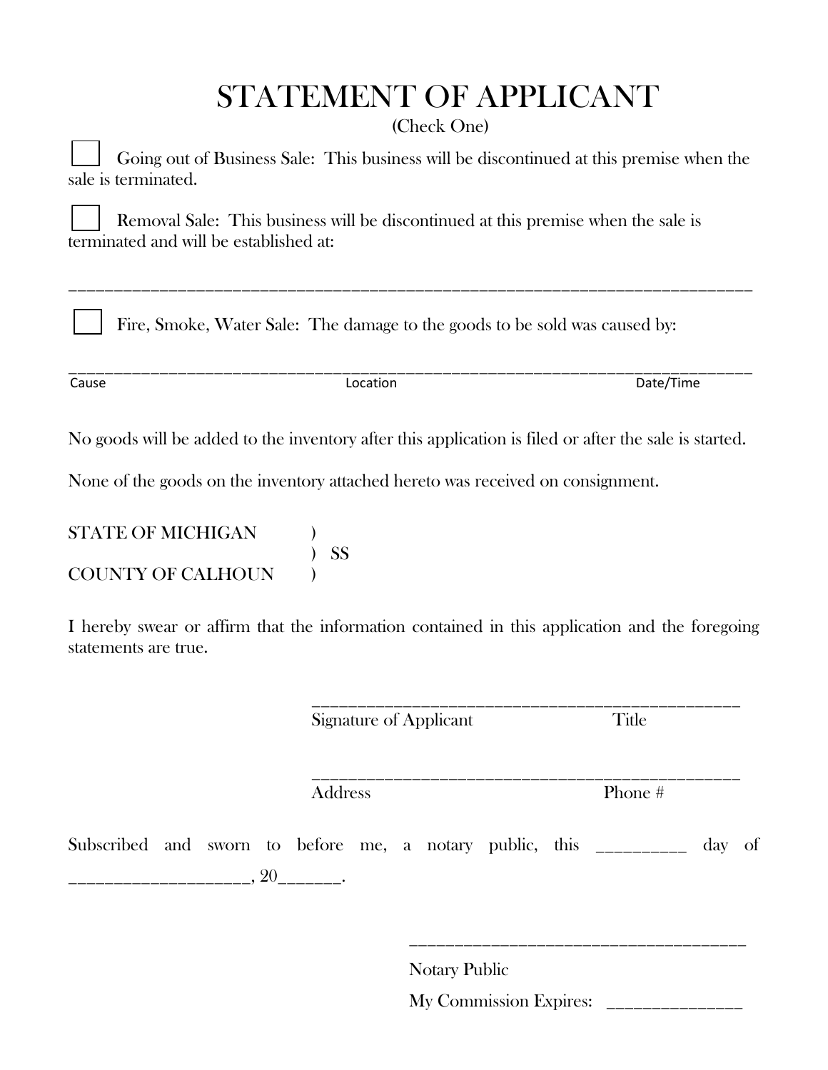# STATEMENT OF APPLICANT

(Check One)

☐ Going out of Business Sale: This business will be discontinued at this premise when the sale is terminated.

☐ Removal Sale: This business will be discontinued at this premise when the sale is terminated and will be established at:

_______________________________________________________________________________

☐ Fire, Smoke, Water Sale: The damage to the goods to be sold was caused by:

_______________________________________________________________________________
Cause Location Date/Time

No goods will be added to the inventory after this application is filed or after the sale is started.

None of the goods on the inventory attached hereto was received on consignment.

STATE OF MICHIGAN )
) SS
COUNTY OF CALHOUN )

I hereby swear or affirm that the information contained in this application and the foregoing statements are true.

_________________________________________________
Signature of Applicant Title

_________________________________________________
Address Phone #

Subscribed and sworn to before me, a notary public, this __________ day of ____________________, 20_______.

______________________________________
Notary Public

My Commission Expires: _______________